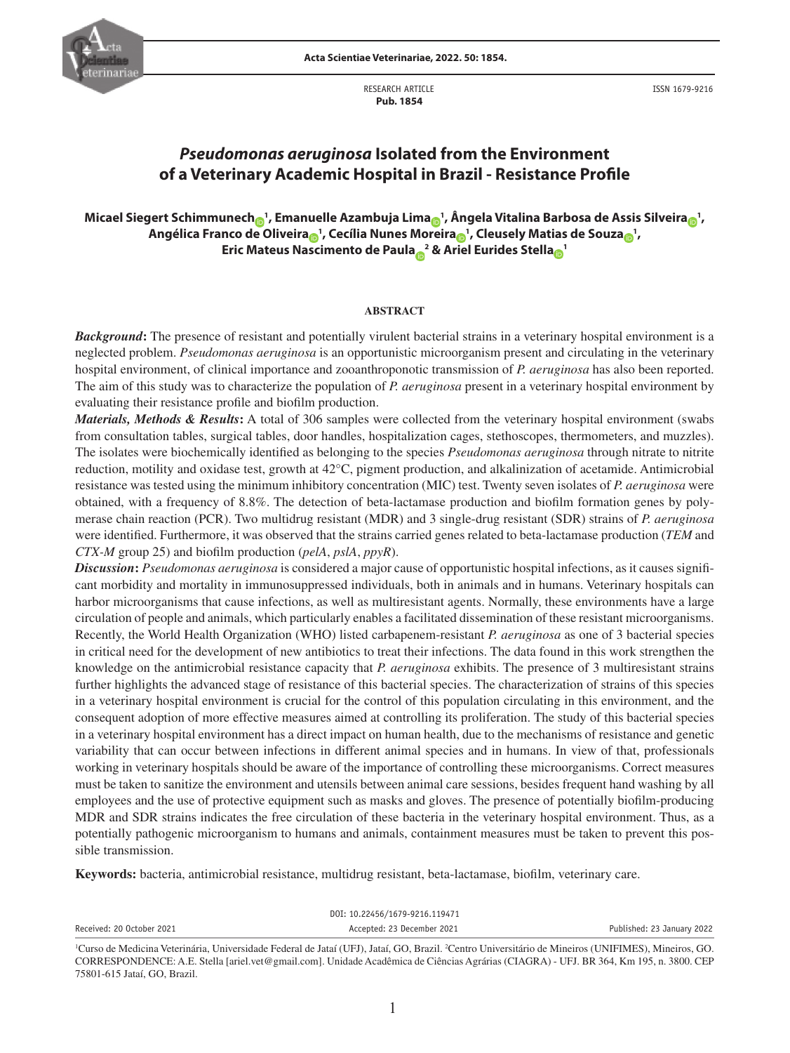RESEARCH ARTICLE
**Pub. 1854**

ISSN 1679-9216

# *Pseudomonas aeruginosa* Isolated from the Environment of a Veterinary Academic Hospital in Brazil - Resistance Profile

**Micael Siegert Schimmunech[1], Emanuelle Azambuja Lima[1], Ângela Vitalina Barbosa de Assis Silveira[1], Angélica Franco de Oliveira[1], Cecília Nunes Moreira[1], Cleusely Matias de Souza[1], Eric Mateus Nascimento de Paula[2] & Ariel Eurides Stella[1]**

## ABSTRACT

***Background*:** The presence of resistant and potentially virulent bacterial strains in a veterinary hospital environment is a neglected problem. *Pseudomonas aeruginosa* is an opportunistic microorganism present and circulating in the veterinary hospital environment, of clinical importance and zooanthroponotic transmission of *P. aeruginosa* has also been reported. The aim of this study was to characterize the population of *P. aeruginosa* present in a veterinary hospital environment by evaluating their resistance profile and biofilm production.

***Materials, Methods & Results*:** A total of 306 samples were collected from the veterinary hospital environment (swabs from consultation tables, surgical tables, door handles, hospitalization cages, stethoscopes, thermometers, and muzzles). The isolates were biochemically identified as belonging to the species *Pseudomonas aeruginosa* through nitrate to nitrite reduction, motility and oxidase test, growth at 42°C, pigment production, and alkalinization of acetamide. Antimicrobial resistance was tested using the minimum inhibitory concentration (MIC) test. Twenty seven isolates of *P. aeruginosa* were obtained, with a frequency of 8.8%. The detection of beta-lactamase production and biofilm formation genes by polymerase chain reaction (PCR). Two multidrug resistant (MDR) and 3 single-drug resistant (SDR) strains of *P. aeruginosa* were identified. Furthermore, it was observed that the strains carried genes related to beta-lactamase production (*TEM* and *CTX-M* group 25) and biofilm production (*pelA*, *pslA*, *ppyR*).

***Discussion*:** *Pseudomonas aeruginosa* is considered a major cause of opportunistic hospital infections, as it causes significant morbidity and mortality in immunosuppressed individuals, both in animals and in humans. Veterinary hospitals can harbor microorganisms that cause infections, as well as multiresistant agents. Normally, these environments have a large circulation of people and animals, which particularly enables a facilitated dissemination of these resistant microorganisms. Recently, the World Health Organization (WHO) listed carbapenem-resistant *P. aeruginosa* as one of 3 bacterial species in critical need for the development of new antibiotics to treat their infections. The data found in this work strengthen the knowledge on the antimicrobial resistance capacity that *P. aeruginosa* exhibits. The presence of 3 multiresistant strains further highlights the advanced stage of resistance of this bacterial species. The characterization of strains of this species in a veterinary hospital environment is crucial for the control of this population circulating in this environment, and the consequent adoption of more effective measures aimed at controlling its proliferation. The study of this bacterial species in a veterinary hospital environment has a direct impact on human health, due to the mechanisms of resistance and genetic variability that can occur between infections in different animal species and in humans. In view of that, professionals working in veterinary hospitals should be aware of the importance of controlling these microorganisms. Correct measures must be taken to sanitize the environment and utensils between animal care sessions, besides frequent hand washing by all employees and the use of protective equipment such as masks and gloves. The presence of potentially biofilm-producing MDR and SDR strains indicates the free circulation of these bacteria in the veterinary hospital environment. Thus, as a potentially pathogenic microorganism to humans and animals, containment measures must be taken to prevent this possible transmission.

**Keywords:** bacteria, antimicrobial resistance, multidrug resistant, beta-lactamase, biofilm, veterinary care.

DOI: 10.22456/1679-9216.119471

Received: 20 October 2021 | Accepted: 23 December 2021 | Published: 23 January 2022

[1]Curso de Medicina Veterinária, Universidade Federal de Jataí (UFJ), Jataí, GO, Brazil. [2]Centro Universitário de Mineiros (UNIFIMES), Mineiros, GO. CORRESPONDENCE: A.E. Stella [ariel.vet@gmail.com]. Unidade Acadêmica de Ciências Agrárias (CIAGRA) - UFJ. BR 364, Km 195, n. 3800. CEP 75801-615 Jataí, GO, Brazil.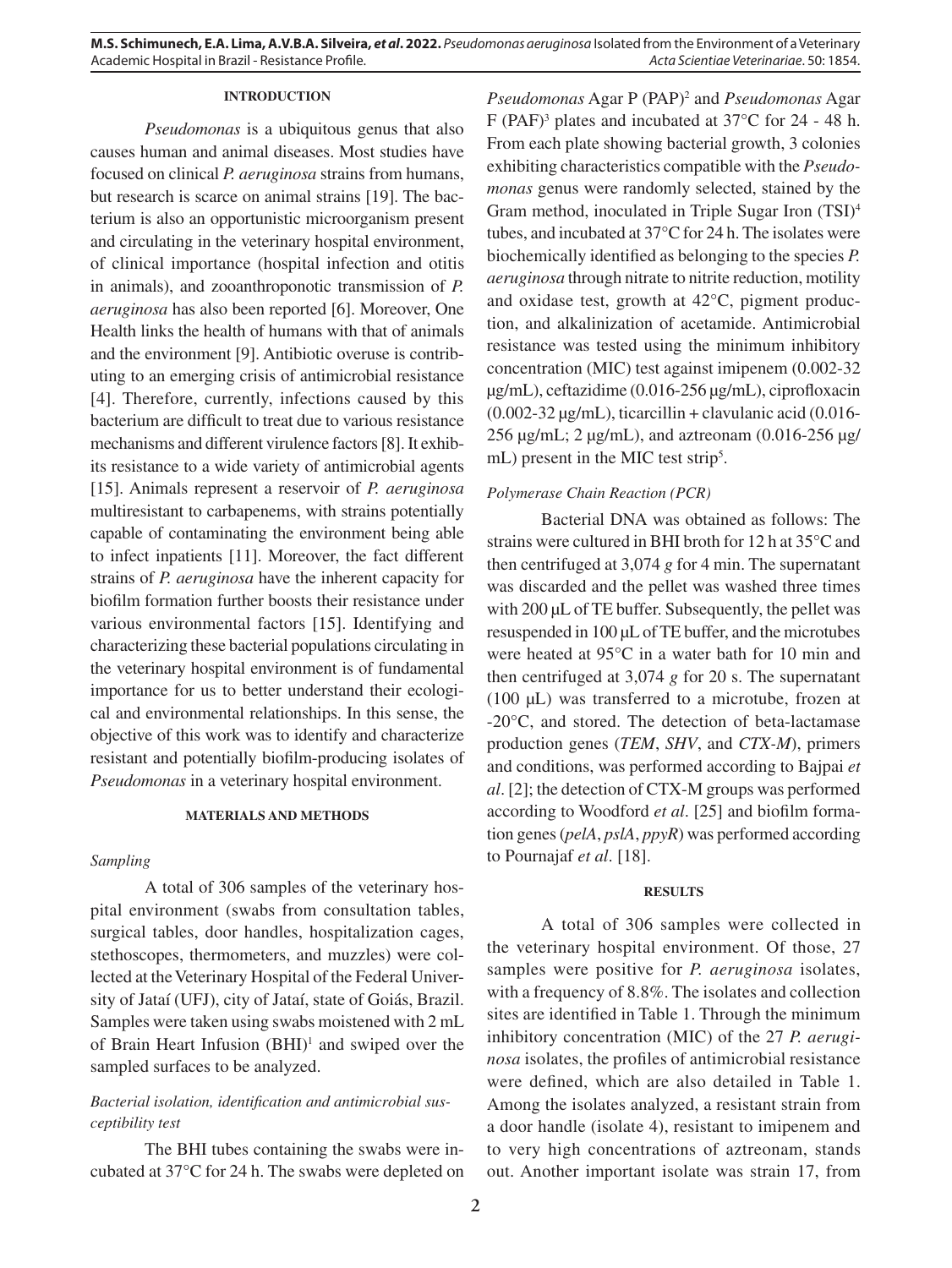## INTRODUCTION

*Pseudomonas* is a ubiquitous genus that also causes human and animal diseases. Most studies have focused on clinical *P. aeruginosa* strains from humans, but research is scarce on animal strains [19]. The bacterium is also an opportunistic microorganism present and circulating in the veterinary hospital environment, of clinical importance (hospital infection and otitis in animals), and zooanthroponotic transmission of *P. aeruginosa* has also been reported [6]. Moreover, One Health links the health of humans with that of animals and the environment [9]. Antibiotic overuse is contributing to an emerging crisis of antimicrobial resistance [4]. Therefore, currently, infections caused by this bacterium are difficult to treat due to various resistance mechanisms and different virulence factors [8]. It exhibits resistance to a wide variety of antimicrobial agents [15]. Animals represent a reservoir of *P. aeruginosa* multiresistant to carbapenems, with strains potentially capable of contaminating the environment being able to infect inpatients [11]. Moreover, the fact different strains of *P. aeruginosa* have the inherent capacity for biofilm formation further boosts their resistance under various environmental factors [15]. Identifying and characterizing these bacterial populations circulating in the veterinary hospital environment is of fundamental importance for us to better understand their ecological and environmental relationships. In this sense, the objective of this work was to identify and characterize resistant and potentially biofilm-producing isolates of *Pseudomonas* in a veterinary hospital environment.

## MATERIALS AND METHODS

### *Sampling*

A total of 306 samples of the veterinary hospital environment (swabs from consultation tables, surgical tables, door handles, hospitalization cages, stethoscopes, thermometers, and muzzles) were collected at the Veterinary Hospital of the Federal University of Jataí (UFJ), city of Jataí, state of Goiás, Brazil. Samples were taken using swabs moistened with 2 mL of Brain Heart Infusion (BHI)[1] and swiped over the sampled surfaces to be analyzed.

### *Bacterial isolation, identification and antimicrobial susceptibility test*

The BHI tubes containing the swabs were incubated at 37°C for 24 h. The swabs were depleted on *Pseudomonas* Agar P (PAP)[2] and *Pseudomonas* Agar F (PAF)[3] plates and incubated at 37°C for 24 - 48 h. From each plate showing bacterial growth, 3 colonies exhibiting characteristics compatible with the *Pseudomonas* genus were randomly selected, stained by the Gram method, inoculated in Triple Sugar Iron (TSI)[4] tubes, and incubated at 37°C for 24 h. The isolates were biochemically identified as belonging to the species *P. aeruginosa* through nitrate to nitrite reduction, motility and oxidase test, growth at 42°C, pigment production, and alkalinization of acetamide. Antimicrobial resistance was tested using the minimum inhibitory concentration (MIC) test against imipenem (0.002-32 µg/mL), ceftazidime (0.016-256 µg/mL), ciprofloxacin (0.002-32 µg/mL), ticarcillin + clavulanic acid (0.016-256 µg/mL; 2 µg/mL), and aztreonam (0.016-256 µg/mL) present in the MIC test strip[5].

### *Polymerase Chain Reaction (PCR)*

Bacterial DNA was obtained as follows: The strains were cultured in BHI broth for 12 h at 35°C and then centrifuged at 3,074 *g* for 4 min. The supernatant was discarded and the pellet was washed three times with 200 µL of TE buffer. Subsequently, the pellet was resuspended in 100 µL of TE buffer, and the microtubes were heated at 95°C in a water bath for 10 min and then centrifuged at 3,074 *g* for 20 s. The supernatant (100 µL) was transferred to a microtube, frozen at -20°C, and stored. The detection of beta-lactamase production genes (*TEM*, *SHV*, and *CTX-M*), primers and conditions, was performed according to Bajpai *et al*. [2]; the detection of CTX-M groups was performed according to Woodford *et al*. [25] and biofilm formation genes (*pelA*, *pslA*, *ppyR*) was performed according to Pournajaf *et al*. [18].

## RESULTS

A total of 306 samples were collected in the veterinary hospital environment. Of those, 27 samples were positive for *P. aeruginosa* isolates, with a frequency of 8.8%. The isolates and collection sites are identified in Table 1. Through the minimum inhibitory concentration (MIC) of the 27 *P. aeruginosa* isolates, the profiles of antimicrobial resistance were defined, which are also detailed in Table 1. Among the isolates analyzed, a resistant strain from a door handle (isolate 4), resistant to imipenem and to very high concentrations of aztreonam, stands out. Another important isolate was strain 17, from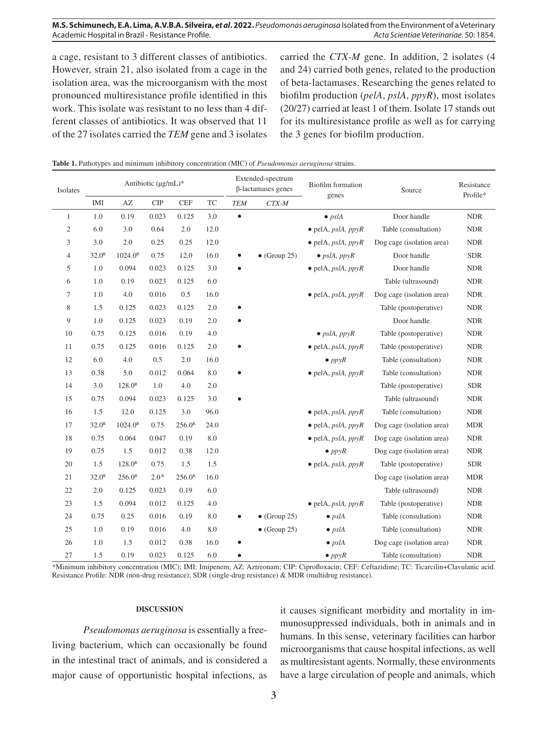a cage, resistant to 3 different classes of antibiotics. However, strain 21, also isolated from a cage in the isolation area, was the microorganism with the most pronounced multiresistance profile identified in this work. This isolate was resistant to no less than 4 different classes of antibiotics. It was observed that 11 of the 27 isolates carried the *TEM* gene and 3 isolates carried the *CTX-M* gene. In addition, 2 isolates (4 and 24) carried both genes, related to the production of beta-lactamases. Researching the genes related to biofilm production (*pelA*, *pslA*, *ppyR*), most isolates (20/27) carried at least 1 of them. Isolate 17 stands out for its multiresistance profile as well as for carrying the 3 genes for biofilm production.

**Table 1.** Pathotypes and minimum inhibitory concentration (MIC) of *Pseudomonas aeruginosa* strains.

| Isolates | Antibiotic (μg/mL)* | | | | | Extended-spectrum β-lactamases genes | | Biofilm formation genes | Source | Resistance Profile* |
|---|---|---|---|---|---|---|---|---|---|---|
| | IMI | AZ | CIP | CEF | TC | *TEM* | *CTX-M* | | | |
| 1 | 1.0 | 0.19 | 0.023 | 0.125 | 3.0 | • | | • *pslA* | Door handle | NDR |
| 2 | 6.0 | 3.0 | 0.64 | 2.0 | 12.0 | | | • pelA, *pslA*, *ppyR* | Table (consultation) | NDR |
| 3 | 3.0 | 2.0 | 0.25 | 0.25 | 12.0 | | | • pelA, *pslA*, *ppyR* | Dog cage (isolation area) | NDR |
| 4 | 32.0[R] | 1024.0[R] | 0.75 | 12.0 | 16.0 | • | • (Group 25) | • *pslA*, *ppyR* | Door handle | SDR |
| 5 | 1.0 | 0.094 | 0.023 | 0.125 | 3.0 | • | | • pelA, *pslA*, *ppyR* | Door handle | NDR |
| 6 | 1.0 | 0.19 | 0.023 | 0.125 | 6.0 | | | | Table (ultrasound) | NDR |
| 7 | 1.0 | 4.0 | 0.016 | 0.5 | 16.0 | | | • pelA, *pslA*, *ppyR* | Dog cage (isolation area) | NDR |
| 8 | 1.5 | 0.125 | 0.023 | 0.125 | 2.0 | • | | | Table (postoperative) | NDR |
| 9 | 1.0 | 0.125 | 0.023 | 0.19 | 2.0 | • | | | Door handle | NDR |
| 10 | 0.75 | 0.125 | 0.016 | 0.19 | 4.0 | | | • *pslA*, *ppyR* | Table (postoperative) | NDR |
| 11 | 0.75 | 0.125 | 0.016 | 0.125 | 2.0 | • | | • pelA, *pslA*, *ppyR* | Table (postoperative) | NDR |
| 12 | 6.0 | 4.0 | 0.5 | 2.0 | 16.0 | | | • *ppyR* | Table (consultation) | NDR |
| 13 | 0.38 | 5.0 | 0.012 | 0.064 | 8.0 | • | | • pelA, *pslA*, *ppyR* | Table (consultation) | NDR |
| 14 | 3.0 | 128.0[R] | 1.0 | 4.0 | 2.0 | | | | Table (postoperative) | SDR |
| 15 | 0.75 | 0.094 | 0.023 | 0.125 | 3.0 | • | | | Table (ultrasound) | NDR |
| 16 | 1.5 | 12.0 | 0.125 | 3.0 | 96.0 | | | • pelA, *pslA*, *ppyR* | Table (consultation) | NDR |
| 17 | 32.0[R] | 1024.0[R] | 0.75 | 256.0[R] | 24.0 | | | • pelA, *pslA*, *ppyR* | Dog cage (isolation area) | MDR |
| 18 | 0.75 | 0.064 | 0.047 | 0.19 | 8.0 | | | • pelA, *pslA*, *ppyR* | Dog cage (isolation area) | NDR |
| 19 | 0.75 | 1.5 | 0.012 | 0.38 | 12.0 | | | • *ppyR* | Dog cage (isolation area) | NDR |
| 20 | 1.5 | 128.0[R] | 0.75 | 1.5 | 1.5 | | | • pelA, *pslA*, *ppyR* | Table (postoperative) | SDR |
| 21 | 32.0[R] | 256.0[R] | 2.0[R] | 256.0[R] | 16.0 | | | | Dog cage (isolation area) | MDR |
| 22 | 2.0 | 0.125 | 0.023 | 0.19 | 6.0 | | | | Table (ultrasound) | NDR |
| 23 | 1.5 | 0.094 | 0.012 | 0.125 | 4.0 | | | • pelA, *pslA*, *ppyR* | Table (postoperative) | NDR |
| 24 | 0.75 | 0.25 | 0.016 | 0.19 | 8.0 | • | • (Group 25) | • *pslA* | Table (consultation) | NDR |
| 25 | 1.0 | 0.19 | 0.016 | 4.0 | 8.0 | | • (Group 25) | • *pslA* | Table (consultation) | NDR |
| 26 | 1.0 | 1.5 | 0.012 | 0.38 | 16.0 | • | | • *pslA* | Dog cage (isolation area) | NDR |
| 27 | 1.5 | 0.19 | 0.023 | 0.125 | 6.0 | • | | • *ppyR* | Table (consultation) | NDR |

*Minimum inhibitory concentration (MIC); IMI: Imipenem; AZ: Aztreonam; CIP: Ciprofloxacin; CEF: Ceftazidime; TC: Ticarcilin+Clavulanic acid. Resistance Profile: NDR (non-drug resistance); SDR (single-drug resistance) & MDR (multidrug resistance).

## DISCUSSION

*Pseudomonas aeruginosa* is essentially a free-living bacterium, which can occasionally be found in the intestinal tract of animals, and is considered a major cause of opportunistic hospital infections, as it causes significant morbidity and mortality in immunosuppressed individuals, both in animals and in humans. In this sense, veterinary facilities can harbor microorganisms that cause hospital infections, as well as multiresistant agents. Normally, these environments have a large circulation of people and animals, which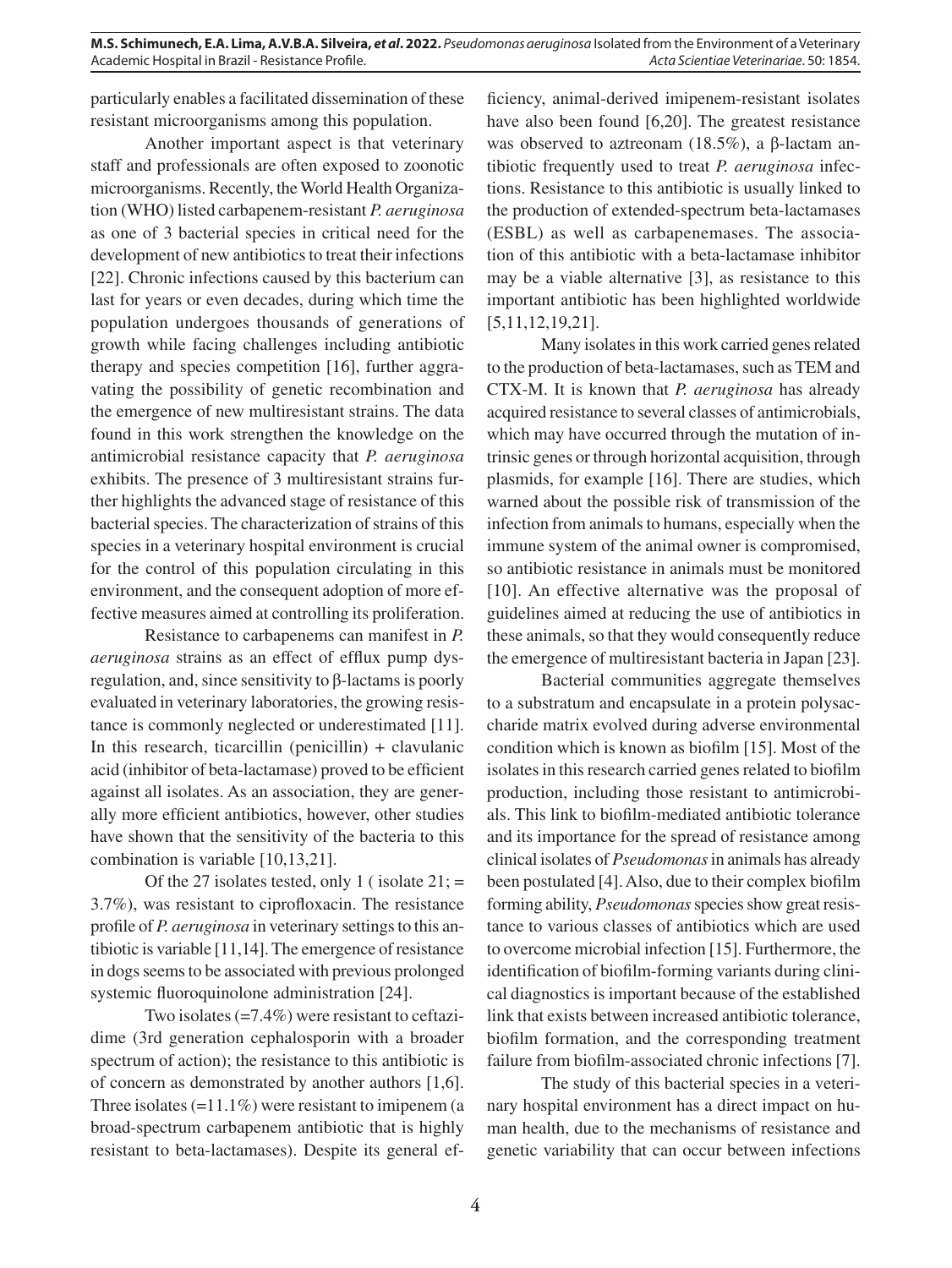particularly enables a facilitated dissemination of these resistant microorganisms among this population.

Another important aspect is that veterinary staff and professionals are often exposed to zoonotic microorganisms. Recently, the World Health Organization (WHO) listed carbapenem-resistant *P. aeruginosa* as one of 3 bacterial species in critical need for the development of new antibiotics to treat their infections [22]. Chronic infections caused by this bacterium can last for years or even decades, during which time the population undergoes thousands of generations of growth while facing challenges including antibiotic therapy and species competition [16], further aggravating the possibility of genetic recombination and the emergence of new multiresistant strains. The data found in this work strengthen the knowledge on the antimicrobial resistance capacity that *P. aeruginosa* exhibits. The presence of 3 multiresistant strains further highlights the advanced stage of resistance of this bacterial species. The characterization of strains of this species in a veterinary hospital environment is crucial for the control of this population circulating in this environment, and the consequent adoption of more effective measures aimed at controlling its proliferation.

Resistance to carbapenems can manifest in *P. aeruginosa* strains as an effect of efflux pump dysregulation, and, since sensitivity to β-lactams is poorly evaluated in veterinary laboratories, the growing resistance is commonly neglected or underestimated [11]. In this research, ticarcillin (penicillin) + clavulanic acid (inhibitor of beta-lactamase) proved to be efficient against all isolates. As an association, they are generally more efficient antibiotics, however, other studies have shown that the sensitivity of the bacteria to this combination is variable [10,13,21].

Of the 27 isolates tested, only 1 ( isolate 21; = 3.7%), was resistant to ciprofloxacin. The resistance profile of *P. aeruginosa* in veterinary settings to this antibiotic is variable [11,14]. The emergence of resistance in dogs seems to be associated with previous prolonged systemic fluoroquinolone administration [24].

Two isolates (=7.4%) were resistant to ceftazidime (3rd generation cephalosporin with a broader spectrum of action); the resistance to this antibiotic is of concern as demonstrated by another authors [1,6]. Three isolates (=11.1%) were resistant to imipenem (a broad-spectrum carbapenem antibiotic that is highly resistant to beta-lactamases). Despite its general efficiency, animal-derived imipenem-resistant isolates have also been found [6,20]. The greatest resistance was observed to aztreonam (18.5%), a β-lactam antibiotic frequently used to treat *P. aeruginosa* infections. Resistance to this antibiotic is usually linked to the production of extended-spectrum beta-lactamases (ESBL) as well as carbapenemases. The association of this antibiotic with a beta-lactamase inhibitor may be a viable alternative [3], as resistance to this important antibiotic has been highlighted worldwide [5,11,12,19,21].

Many isolates in this work carried genes related to the production of beta-lactamases, such as TEM and CTX-M. It is known that *P. aeruginosa* has already acquired resistance to several classes of antimicrobials, which may have occurred through the mutation of intrinsic genes or through horizontal acquisition, through plasmids, for example [16]. There are studies, which warned about the possible risk of transmission of the infection from animals to humans, especially when the immune system of the animal owner is compromised, so antibiotic resistance in animals must be monitored [10]. An effective alternative was the proposal of guidelines aimed at reducing the use of antibiotics in these animals, so that they would consequently reduce the emergence of multiresistant bacteria in Japan [23].

Bacterial communities aggregate themselves to a substratum and encapsulate in a protein polysaccharide matrix evolved during adverse environmental condition which is known as biofilm [15]. Most of the isolates in this research carried genes related to biofilm production, including those resistant to antimicrobials. This link to biofilm-mediated antibiotic tolerance and its importance for the spread of resistance among clinical isolates of *Pseudomonas* in animals has already been postulated [4]. Also, due to their complex biofilm forming ability, *Pseudomonas* species show great resistance to various classes of antibiotics which are used to overcome microbial infection [15]. Furthermore, the identification of biofilm-forming variants during clinical diagnostics is important because of the established link that exists between increased antibiotic tolerance, biofilm formation, and the corresponding treatment failure from biofilm-associated chronic infections [7].

The study of this bacterial species in a veterinary hospital environment has a direct impact on human health, due to the mechanisms of resistance and genetic variability that can occur between infections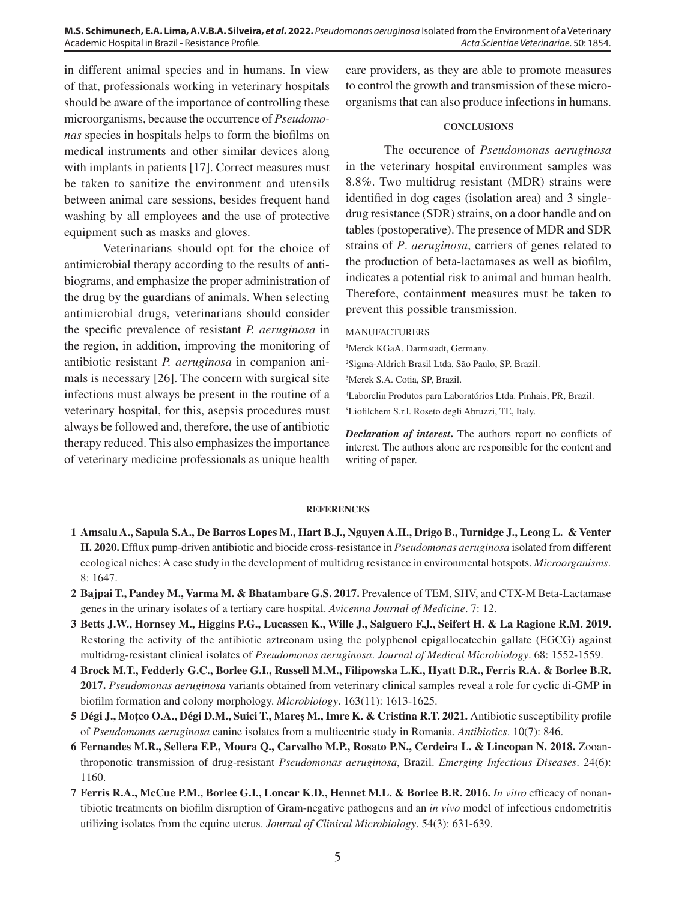in different animal species and in humans. In view of that, professionals working in veterinary hospitals should be aware of the importance of controlling these microorganisms, because the occurrence of *Pseudomonas* species in hospitals helps to form the biofilms on medical instruments and other similar devices along with implants in patients [17]. Correct measures must be taken to sanitize the environment and utensils between animal care sessions, besides frequent hand washing by all employees and the use of protective equipment such as masks and gloves.

Veterinarians should opt for the choice of antimicrobial therapy according to the results of antibiograms, and emphasize the proper administration of the drug by the guardians of animals. When selecting antimicrobial drugs, veterinarians should consider the specific prevalence of resistant *P. aeruginosa* in the region, in addition, improving the monitoring of antibiotic resistant *P. aeruginosa* in companion animals is necessary [26]. The concern with surgical site infections must always be present in the routine of a veterinary hospital, for this, asepsis procedures must always be followed and, therefore, the use of antibiotic therapy reduced. This also emphasizes the importance of veterinary medicine professionals as unique health care providers, as they are able to promote measures to control the growth and transmission of these microorganisms that can also produce infections in humans.

## CONCLUSIONS

The occurence of *Pseudomonas aeruginosa* in the veterinary hospital environment samples was 8.8%. Two multidrug resistant (MDR) strains were identified in dog cages (isolation area) and 3 single-drug resistance (SDR) strains, on a door handle and on tables (postoperative). The presence of MDR and SDR strains of *P. aeruginosa*, carriers of genes related to the production of beta-lactamases as well as biofilm, indicates a potential risk to animal and human health. Therefore, containment measures must be taken to prevent this possible transmission.

MANUFACTURERS

[1]Merck KGaA. Darmstadt, Germany.
[2]Sigma-Aldrich Brasil Ltda. São Paulo, SP. Brazil.
[3]Merck S.A. Cotia, SP, Brazil.
[4]Laborclin Produtos para Laboratórios Ltda. Pinhais, PR, Brazil.
[5]Liofilchem S.r.l. Roseto degli Abruzzi, TE, Italy.

***Declaration of interest*.** The authors report no conflicts of interest. The authors alone are responsible for the content and writing of paper.

## REFERENCES

**1 Amsalu A., Sapula S.A., De Barros Lopes M., Hart B.J., Nguyen A.H., Drigo B., Turnidge J., Leong L. & Venter H. 2020.** Efflux pump-driven antibiotic and biocide cross-resistance in *Pseudomonas aeruginosa* isolated from different ecological niches: A case study in the development of multidrug resistance in environmental hotspots. *Microorganisms*. 8: 1647.

**2 Bajpai T., Pandey M., Varma M. & Bhatambare G.S. 2017.** Prevalence of TEM, SHV, and CTX-M Beta-Lactamase genes in the urinary isolates of a tertiary care hospital. *Avicenna Journal of Medicine*. 7: 12.

**3 Betts J.W., Hornsey M., Higgins P.G., Lucassen K., Wille J., Salguero F.J., Seifert H. & La Ragione R.M. 2019.** Restoring the activity of the antibiotic aztreonam using the polyphenol epigallocatechin gallate (EGCG) against multidrug-resistant clinical isolates of *Pseudomonas aeruginosa*. *Journal of Medical Microbiology*. 68: 1552-1559.

**4 Brock M.T., Fedderly G.C., Borlee G.I., Russell M.M., Filipowska L.K., Hyatt D.R., Ferris R.A. & Borlee B.R. 2017.** *Pseudomonas aeruginosa* variants obtained from veterinary clinical samples reveal a role for cyclic di-GMP in biofilm formation and colony morphology. *Microbiology*. 163(11): 1613-1625.

**5 Dégi J., Moțco O.A., Dégi D.M., Suici T., Mareș M., Imre K. & Cristina R.T. 2021.** Antibiotic susceptibility profile of *Pseudomonas aeruginosa* canine isolates from a multicentric study in Romania. *Antibiotics*. 10(7): 846.

**6 Fernandes M.R., Sellera F.P., Moura Q., Carvalho M.P., Rosato P.N., Cerdeira L. & Lincopan N. 2018.** Zooanthroponotic transmission of drug-resistant *Pseudomonas aeruginosa*, Brazil. *Emerging Infectious Diseases*. 24(6): 1160.

**7 Ferris R.A., McCue P.M., Borlee G.I., Loncar K.D., Hennet M.L. & Borlee B.R. 2016.** *In vitro* efficacy of nonantibiotic treatments on biofilm disruption of Gram-negative pathogens and an *in vivo* model of infectious endometritis utilizing isolates from the equine uterus. *Journal of Clinical Microbiology*. 54(3): 631-639.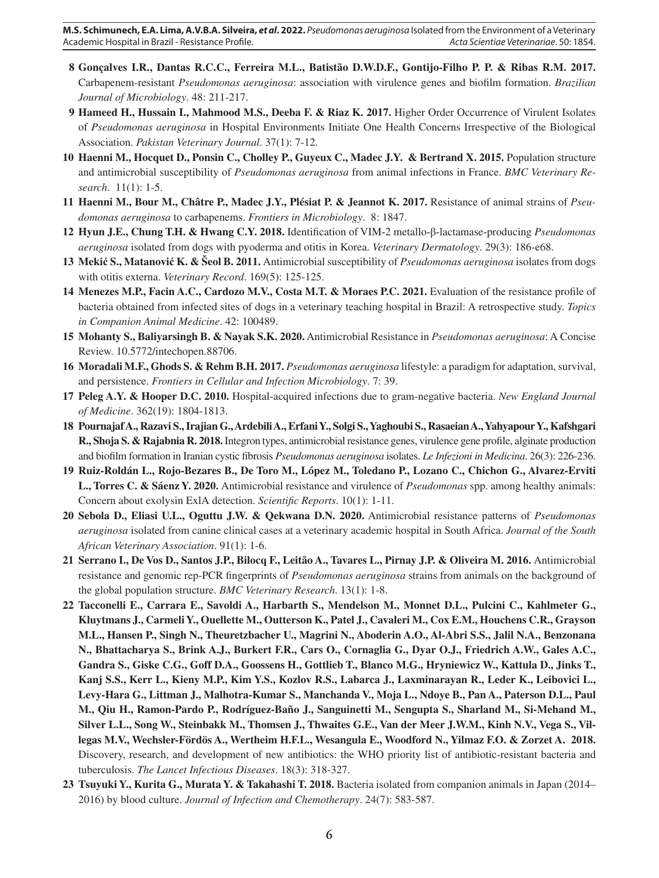**8 Gonçalves I.R., Dantas R.C.C., Ferreira M.L., Batistão D.W.D.F., Gontijo-Filho P. P. & Ribas R.M. 2017.** Carbapenem-resistant *Pseudomonas aeruginosa*: association with virulence genes and biofilm formation. *Brazilian Journal of Microbiology*. 48: 211-217.

**9 Hameed H., Hussain I., Mahmood M.S., Deeba F. & Riaz K. 2017.** Higher Order Occurrence of Virulent Isolates of *Pseudomonas aeruginosa* in Hospital Environments Initiate One Health Concerns Irrespective of the Biological Association. *Pakistan Veterinary Journal*. 37(1): 7-12.

**10 Haenni M., Hocquet D., Ponsin C., Cholley P., Guyeux C., Madec J.Y. & Bertrand X. 2015.** Population structure and antimicrobial susceptibility of *Pseudomonas aeruginosa* from animal infections in France. *BMC Veterinary Research*. 11(1): 1-5.

**11 Haenni M., Bour M., Châtre P., Madec J.Y., Plésiat P. & Jeannot K. 2017.** Resistance of animal strains of *Pseudomonas aeruginosa* to carbapenems. *Frontiers in Microbiology*. 8: 1847.

**12 Hyun J.E., Chung T.H. & Hwang C.Y. 2018.** Identification of VIM-2 metallo-β-lactamase-producing *Pseudomonas aeruginosa* isolated from dogs with pyoderma and otitis in Korea. *Veterinary Dermatology*. 29(3): 186-e68.

**13 Mekić S., Matanović K. & Šeol B. 2011.** Antimicrobial susceptibility of *Pseudomonas aeruginosa* isolates from dogs with otitis externa. *Veterinary Record*. 169(5): 125-125.

**14 Menezes M.P., Facin A.C., Cardozo M.V., Costa M.T. & Moraes P.C. 2021.** Evaluation of the resistance profile of bacteria obtained from infected sites of dogs in a veterinary teaching hospital in Brazil: A retrospective study. *Topics in Companion Animal Medicine*. 42: 100489.

**15 Mohanty S., Baliyarsingh B. & Nayak S.K. 2020.** Antimicrobial Resistance in *Pseudomonas aeruginosa*: A Concise Review. 10.5772/intechopen.88706.

**16 Moradali M.F., Ghods S. & Rehm B.H. 2017.** *Pseudomonas aeruginosa* lifestyle: a paradigm for adaptation, survival, and persistence. *Frontiers in Cellular and Infection Microbiology*. 7: 39.

**17 Peleg A.Y. & Hooper D.C. 2010.** Hospital-acquired infections due to gram-negative bacteria. *New England Journal of Medicine*. 362(19): 1804-1813.

**18 Pournajaf A., Razavi S., Irajian G., Ardebili A., Erfani Y., Solgi S., Yaghoubi S., Rasaeian A., Yahyapour Y., Kafshgari R., Shoja S. & Rajabnia R. 2018.** Integron types, antimicrobial resistance genes, virulence gene profile, alginate production and biofilm formation in Iranian cystic fibrosis *Pseudomonas aeruginosa* isolates. *Le Infezioni in Medicina*. 26(3): 226-236.

**19 Ruiz-Roldán L., Rojo-Bezares B., De Toro M., López M., Toledano P., Lozano C., Chichon G., Alvarez-Erviti L., Torres C. & Sáenz Y. 2020.** Antimicrobial resistance and virulence of *Pseudomonas* spp. among healthy animals: Concern about exolysin ExlA detection. *Scientific Reports*. 10(1): 1-11.

**20 Sebola D., Eliasi U.L., Oguttu J.W. & Qekwana D.N. 2020.** Antimicrobial resistance patterns of *Pseudomonas aeruginosa* isolated from canine clinical cases at a veterinary academic hospital in South Africa. *Journal of the South African Veterinary Association*. 91(1): 1-6.

**21 Serrano I., De Vos D., Santos J.P., Bilocq F., Leitão A., Tavares L., Pirnay J.P. & Oliveira M. 2016.** Antimicrobial resistance and genomic rep-PCR fingerprints of *Pseudomonas aeruginosa* strains from animals on the background of the global population structure. *BMC Veterinary Research*. 13(1): 1-8.

**22 Tacconelli E., Carrara E., Savoldi A., Harbarth S., Mendelson M., Monnet D.L., Pulcini C., Kahlmeter G., Kluytmans J., Carmeli Y., Ouellette M., Outterson K., Patel J., Cavaleri M., Cox E.M., Houchens C.R., Grayson M.L., Hansen P., Singh N., Theuretzbacher U., Magrini N., Aboderin A.O., Al-Abri S.S., Jalil N.A., Benzonana N., Bhattacharya S., Brink A.J., Burkert F.R., Cars O., Cornaglia G., Dyar O.J., Friedrich A.W., Gales A.C., Gandra S., Giske C.G., Goff D.A., Goossens H., Gottlieb T., Blanco M.G., Hryniewicz W., Kattula D., Jinks T., Kanj S.S., Kerr L., Kieny M.P., Kim Y.S., Kozlov R.S., Labarca J., Laxminarayan R., Leder K., Leibovici L., Levy-Hara G., Littman J., Malhotra-Kumar S., Manchanda V., Moja L., Ndoye B., Pan A., Paterson D.L., Paul M., Qiu H., Ramon-Pardo P., Rodríguez-Baño J., Sanguinetti M., Sengupta S., Sharland M., Si-Mehand M., Silver L.L., Song W., Steinbakk M., Thomsen J., Thwaites G.E., Van der Meer J.W.M., Kinh N.V., Vega S., Villegas M.V., Wechsler-Fördös A., Wertheim H.F.L., Wesangula E., Woodford N., Yilmaz F.O. & Zorzet A. 2018.** Discovery, research, and development of new antibiotics: the WHO priority list of antibiotic-resistant bacteria and tuberculosis. *The Lancet Infectious Diseases*. 18(3): 318-327.

**23 Tsuyuki Y., Kurita G., Murata Y. & Takahashi T. 2018.** Bacteria isolated from companion animals in Japan (2014–2016) by blood culture. *Journal of Infection and Chemotherapy*. 24(7): 583-587.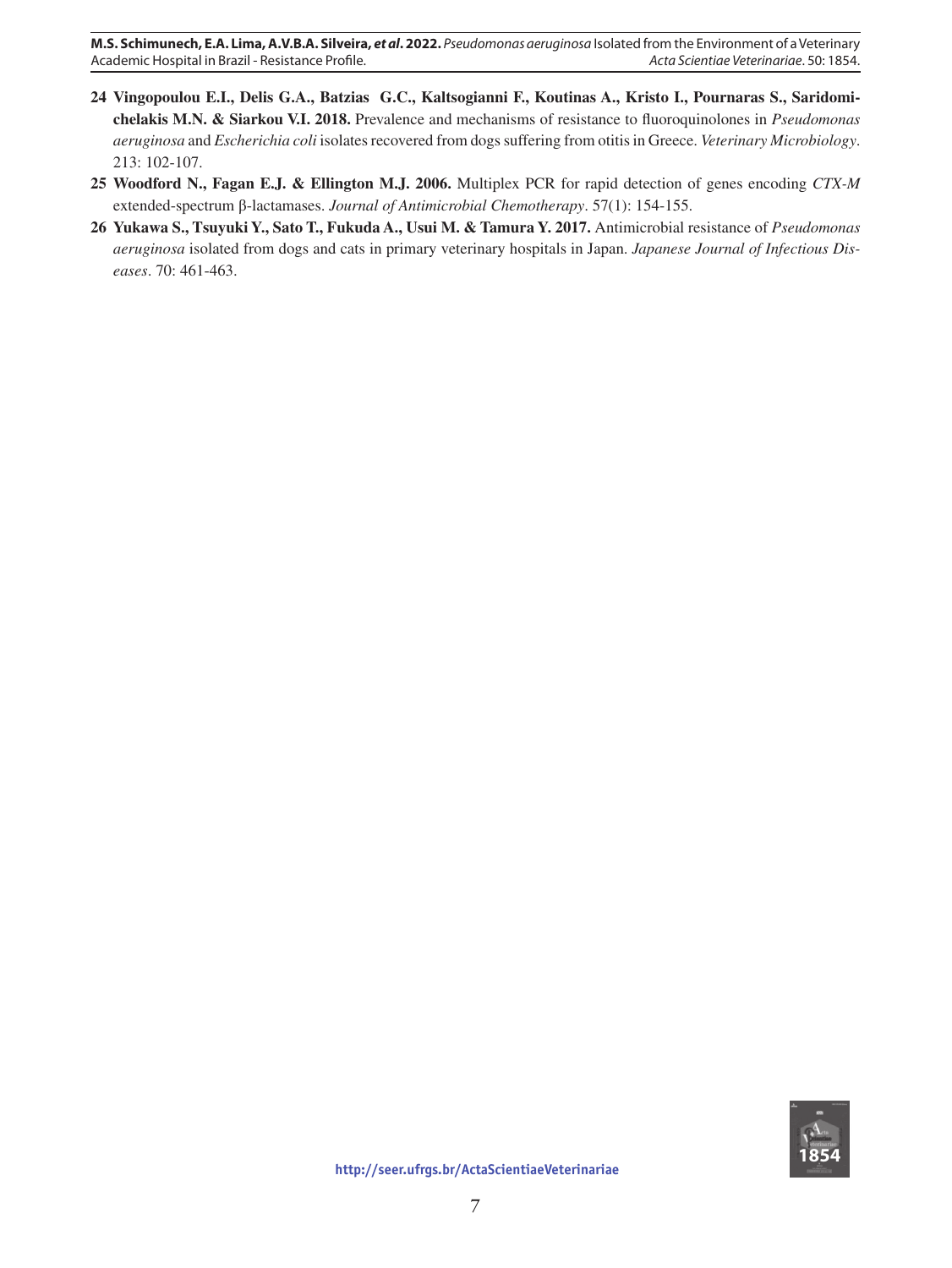24 **Vingopoulou E.I., Delis G.A., Batzias G.C., Kaltsogianni F., Koutinas A., Kristo I., Pournaras S., Saridomichelakis M.N. & Siarkou V.I. 2018.** Prevalence and mechanisms of resistance to fluoroquinolones in *Pseudomonas aeruginosa* and *Escherichia coli* isolates recovered from dogs suffering from otitis in Greece. *Veterinary Microbiology*. 213: 102-107.

25 **Woodford N., Fagan E.J. & Ellington M.J. 2006.** Multiplex PCR for rapid detection of genes encoding *CTX-M* extended-spectrum β-lactamases. *Journal of Antimicrobial Chemotherapy*. 57(1): 154-155.

26 **Yukawa S., Tsuyuki Y., Sato T., Fukuda A., Usui M. & Tamura Y. 2017.** Antimicrobial resistance of *Pseudomonas aeruginosa* isolated from dogs and cats in primary veterinary hospitals in Japan. *Japanese Journal of Infectious Diseases*. 70: 461-463.